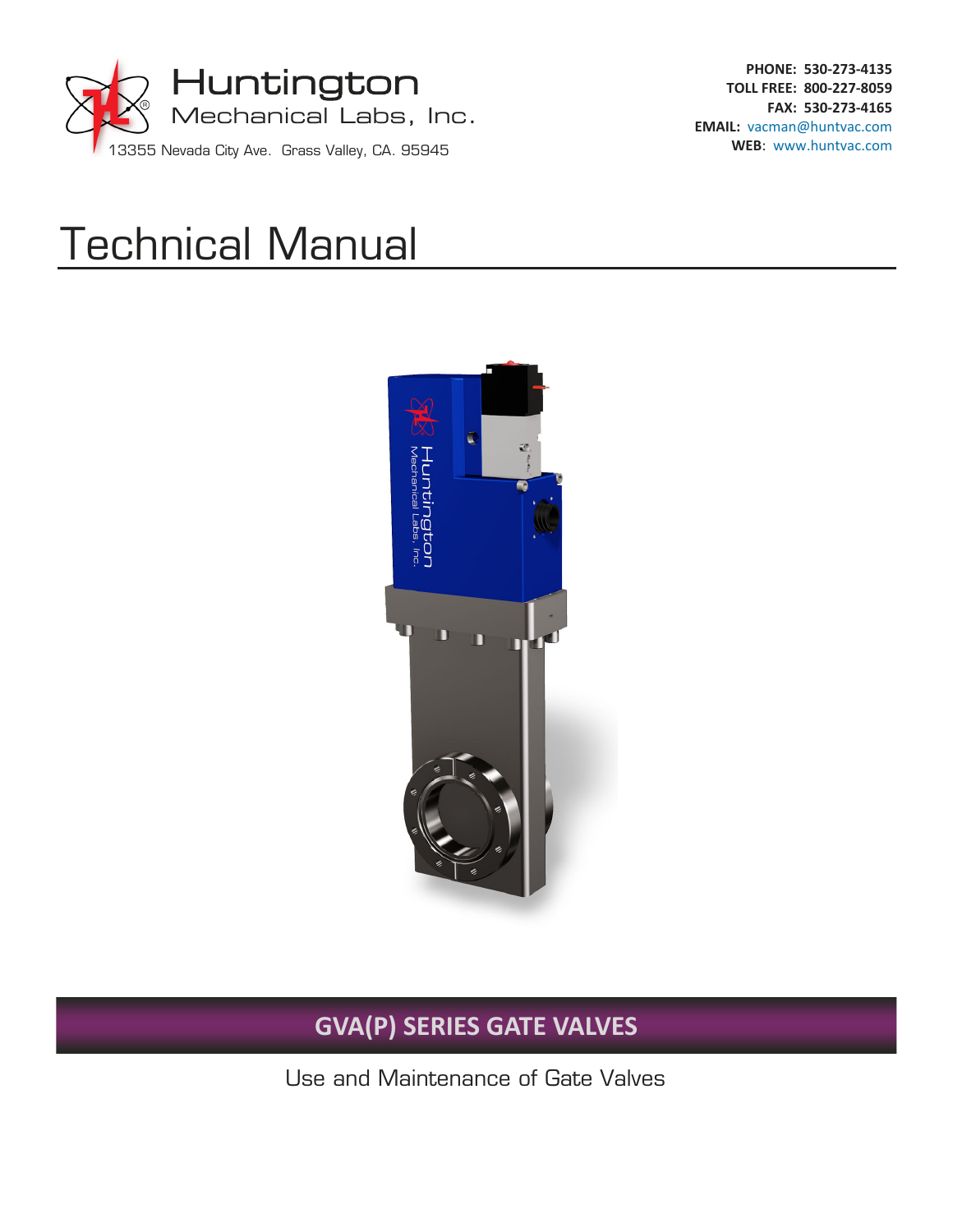Huntington
Mechanical Labs, Inc.
13355 Nevada City Ave. Grass Valley, CA. 95945

**PHONE:** 530-273-4135
**TOLL FREE:** 800-227-8059
**FAX:** 530-273-4165
**EMAIL:** vacman@huntvac.com
**WEB:** www.huntvac.com

# Technical Manual

## GVA(P) SERIES GATE VALVES

Use and Maintenance of Gate Valves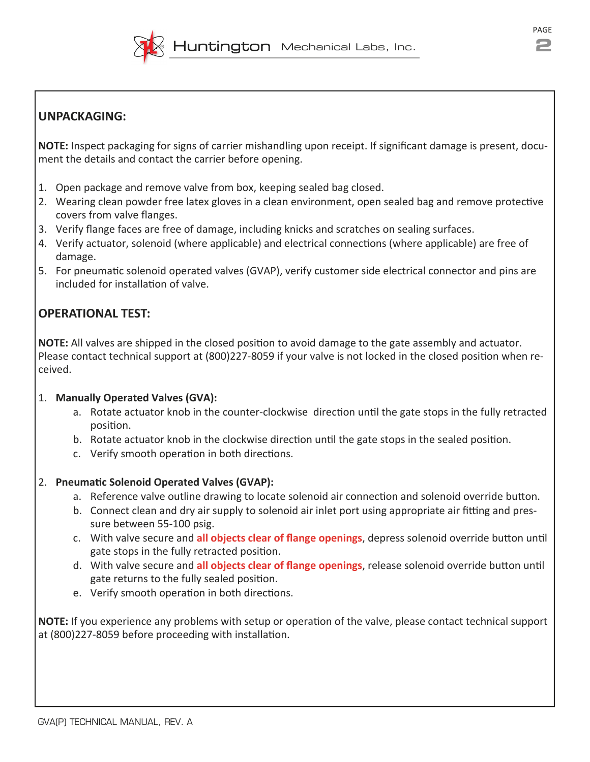## UNPACKAGING:

**NOTE:** Inspect packaging for signs of carrier mishandling upon receipt. If significant damage is present, document the details and contact the carrier before opening.

1. Open package and remove valve from box, keeping sealed bag closed.
2. Wearing clean powder free latex gloves in a clean environment, open sealed bag and remove protective covers from valve flanges.
3. Verify flange faces are free of damage, including knicks and scratches on sealing surfaces.
4. Verify actuator, solenoid (where applicable) and electrical connections (where applicable) are free of damage.
5. For pneumatic solenoid operated valves (GVAP), verify customer side electrical connector and pins are included for installation of valve.

## OPERATIONAL TEST:

**NOTE:** All valves are shipped in the closed position to avoid damage to the gate assembly and actuator. Please contact technical support at (800)227-8059 if your valve is not locked in the closed position when received.

1. **Manually Operated Valves (GVA):**
   a. Rotate actuator knob in the counter-clockwise direction until the gate stops in the fully retracted position.
   b. Rotate actuator knob in the clockwise direction until the gate stops in the sealed position.
   c. Verify smooth operation in both directions.

2. **Pneumatic Solenoid Operated Valves (GVAP):**
   a. Reference valve outline drawing to locate solenoid air connection and solenoid override button.
   b. Connect clean and dry air supply to solenoid air inlet port using appropriate air fitting and pressure between 55-100 psig.
   c. With valve secure and **all objects clear of flange openings**, depress solenoid override button until gate stops in the fully retracted position.
   d. With valve secure and **all objects clear of flange openings**, release solenoid override button until gate returns to the fully sealed position.
   e. Verify smooth operation in both directions.

**NOTE:** If you experience any problems with setup or operation of the valve, please contact technical support at (800)227-8059 before proceeding with installation.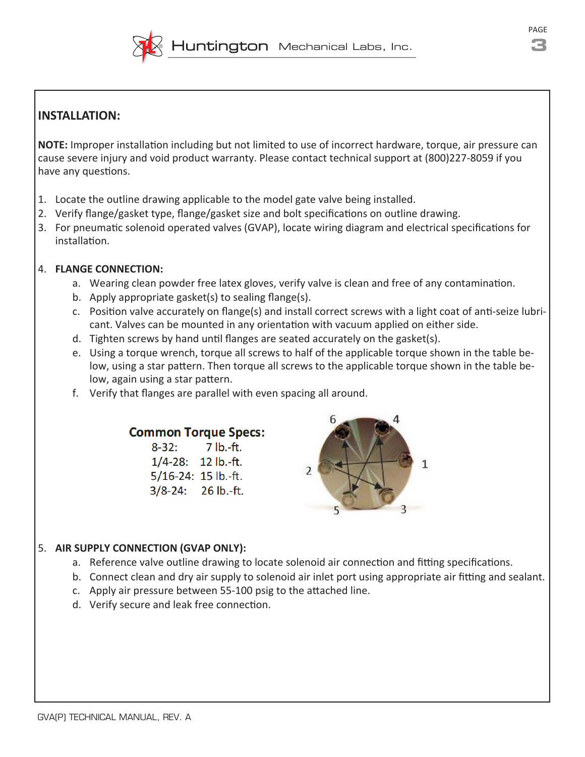## INSTALLATION:

**NOTE:** Improper installation including but not limited to use of incorrect hardware, torque, air pressure can cause severe injury and void product warranty. Please contact technical support at (800)227-8059 if you have any questions.

1. Locate the outline drawing applicable to the model gate valve being installed.
2. Verify flange/gasket type, flange/gasket size and bolt specifications on outline drawing.
3. For pneumatic solenoid operated valves (GVAP), locate wiring diagram and electrical specifications for installation.
4. **FLANGE CONNECTION:**
   a. Wearing clean powder free latex gloves, verify valve is clean and free of any contamination.
   b. Apply appropriate gasket(s) to sealing flange(s).
   c. Position valve accurately on flange(s) and install correct screws with a light coat of anti-seize lubricant. Valves can be mounted in any orientation with vacuum applied on either side.
   d. Tighten screws by hand until flanges are seated accurately on the gasket(s).
   e. Using a torque wrench, torque all screws to half of the applicable torque shown in the table below, using a star pattern. Then torque all screws to the applicable torque shown in the table below, again using a star pattern.
   f. Verify that flanges are parallel with even spacing all around.

**Common Torque Specs:**

| Screw | Torque |
|---|---|
| 8-32: | 7 lb.-ft. |
| 1/4-28: | 12 lb.-ft. |
| 5/16-24: | 15 lb.-ft. |
| 3/8-24: | 26 lb.-ft. |

5. **AIR SUPPLY CONNECTION (GVAP ONLY):**
   a. Reference valve outline drawing to locate solenoid air connection and fitting specifications.
   b. Connect clean and dry air supply to solenoid air inlet port using appropriate air fitting and sealant.
   c. Apply air pressure between 55-100 psig to the attached line.
   d. Verify secure and leak free connection.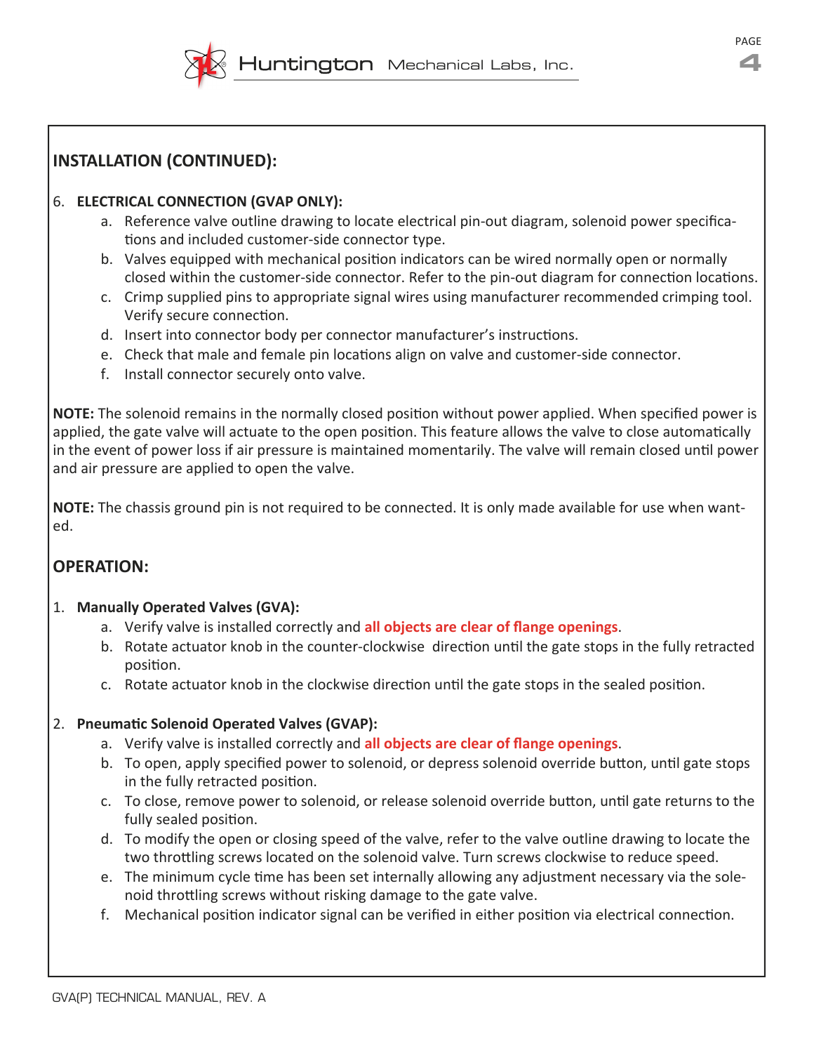## INSTALLATION (CONTINUED):

6. **ELECTRICAL CONNECTION (GVAP ONLY):**
    a. Reference valve outline drawing to locate electrical pin-out diagram, solenoid power specifications and included customer-side connector type.
    b. Valves equipped with mechanical position indicators can be wired normally open or normally closed within the customer-side connector. Refer to the pin-out diagram for connection locations.
    c. Crimp supplied pins to appropriate signal wires using manufacturer recommended crimping tool. Verify secure connection.
    d. Insert into connector body per connector manufacturer's instructions.
    e. Check that male and female pin locations align on valve and customer-side connector.
    f. Install connector securely onto valve.

**NOTE:** The solenoid remains in the normally closed position without power applied. When specified power is applied, the gate valve will actuate to the open position. This feature allows the valve to close automatically in the event of power loss if air pressure is maintained momentarily. The valve will remain closed until power and air pressure are applied to open the valve.

**NOTE:** The chassis ground pin is not required to be connected. It is only made available for use when wanted.

## OPERATION:

1. **Manually Operated Valves (GVA):**
    a. Verify valve is installed correctly and **all objects are clear of flange openings**.
    b. Rotate actuator knob in the counter-clockwise direction until the gate stops in the fully retracted position.
    c. Rotate actuator knob in the clockwise direction until the gate stops in the sealed position.

2. **Pneumatic Solenoid Operated Valves (GVAP):**
    a. Verify valve is installed correctly and **all objects are clear of flange openings**.
    b. To open, apply specified power to solenoid, or depress solenoid override button, until gate stops in the fully retracted position.
    c. To close, remove power to solenoid, or release solenoid override button, until gate returns to the fully sealed position.
    d. To modify the open or closing speed of the valve, refer to the valve outline drawing to locate the two throttling screws located on the solenoid valve. Turn screws clockwise to reduce speed.
    e. The minimum cycle time has been set internally allowing any adjustment necessary via the solenoid throttling screws without risking damage to the gate valve.
    f. Mechanical position indicator signal can be verified in either position via electrical connection.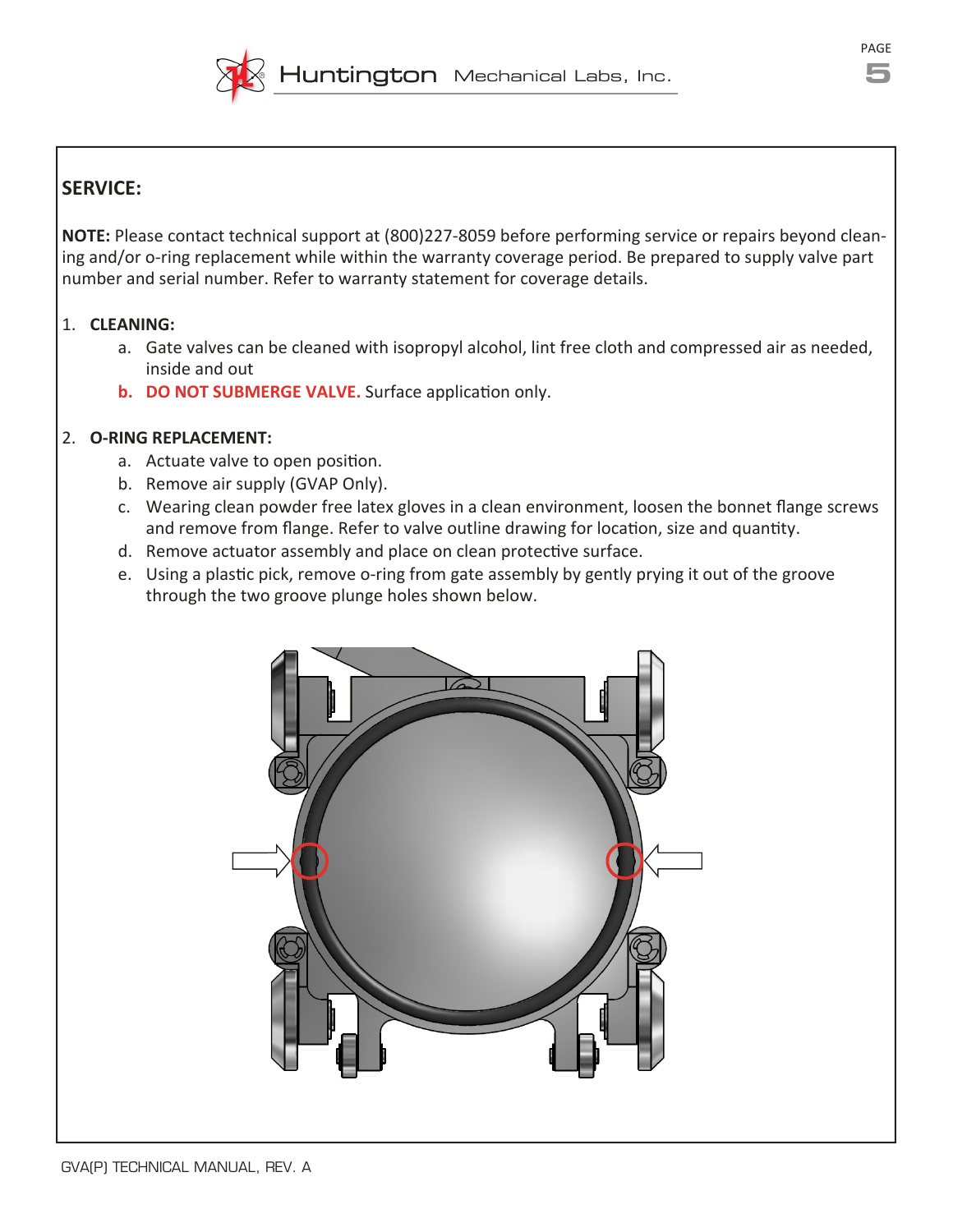## SERVICE:

**NOTE:** Please contact technical support at (800)227-8059 before performing service or repairs beyond cleaning and/or o-ring replacement while within the warranty coverage period. Be prepared to supply valve part number and serial number. Refer to warranty statement for coverage details.

1. **CLEANING:**
   a. Gate valves can be cleaned with isopropyl alcohol, lint free cloth and compressed air as needed, inside and out
   **b. DO NOT SUBMERGE VALVE.** Surface application only.

2. **O-RING REPLACEMENT:**
   a. Actuate valve to open position.
   b. Remove air supply (GVAP Only).
   c. Wearing clean powder free latex gloves in a clean environment, loosen the bonnet flange screws and remove from flange. Refer to valve outline drawing for location, size and quantity.
   d. Remove actuator assembly and place on clean protective surface.
   e. Using a plastic pick, remove o-ring from gate assembly by gently prying it out of the groove through the two groove plunge holes shown below.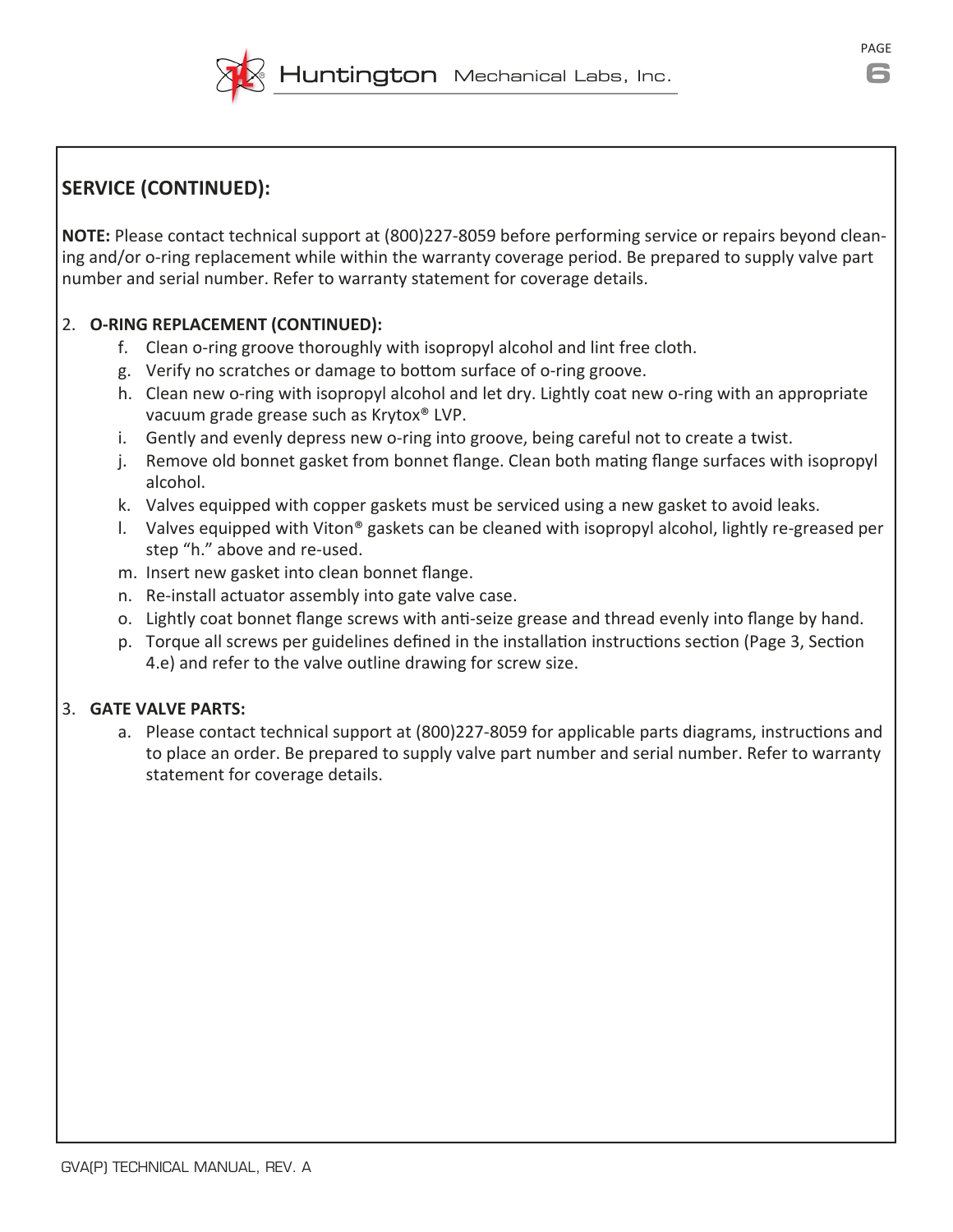## SERVICE (CONTINUED):

**NOTE:** Please contact technical support at (800)227-8059 before performing service or repairs beyond cleaning and/or o-ring replacement while within the warranty coverage period. Be prepared to supply valve part number and serial number. Refer to warranty statement for coverage details.

2. **O-RING REPLACEMENT (CONTINUED):**
   f. Clean o-ring groove thoroughly with isopropyl alcohol and lint free cloth.
   g. Verify no scratches or damage to bottom surface of o-ring groove.
   h. Clean new o-ring with isopropyl alcohol and let dry. Lightly coat new o-ring with an appropriate vacuum grade grease such as Krytox® LVP.
   i. Gently and evenly depress new o-ring into groove, being careful not to create a twist.
   j. Remove old bonnet gasket from bonnet flange. Clean both mating flange surfaces with isopropyl alcohol.
   k. Valves equipped with copper gaskets must be serviced using a new gasket to avoid leaks.
   l. Valves equipped with Viton® gaskets can be cleaned with isopropyl alcohol, lightly re-greased per step "h." above and re-used.
   m. Insert new gasket into clean bonnet flange.
   n. Re-install actuator assembly into gate valve case.
   o. Lightly coat bonnet flange screws with anti-seize grease and thread evenly into flange by hand.
   p. Torque all screws per guidelines defined in the installation instructions section (Page 3, Section 4.e) and refer to the valve outline drawing for screw size.

3. **GATE VALVE PARTS:**
   a. Please contact technical support at (800)227-8059 for applicable parts diagrams, instructions and to place an order. Be prepared to supply valve part number and serial number. Refer to warranty statement for coverage details.